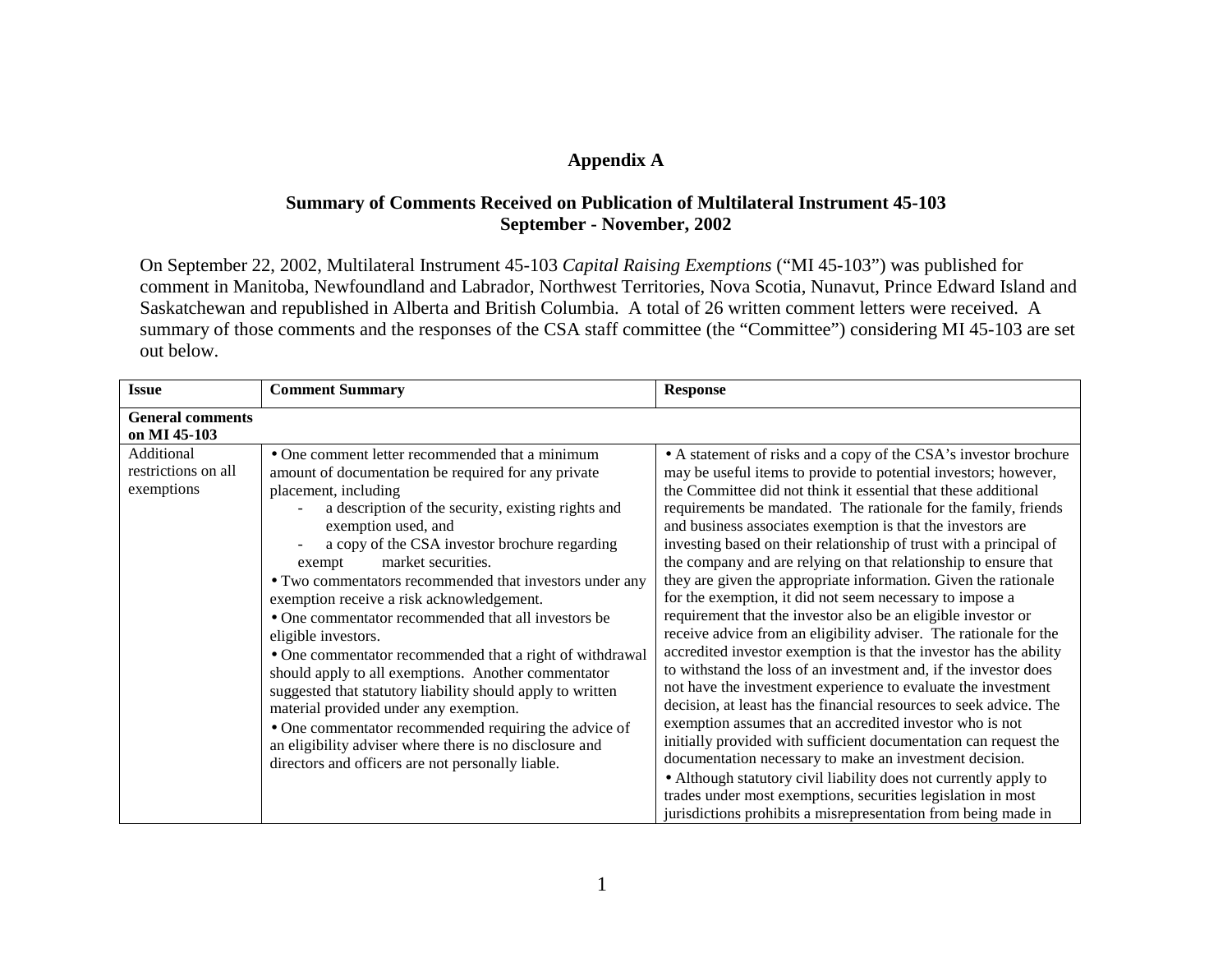# Appendix A

## Summary of Comments Received on Publication of Multilateral Instrument 45-103
## September - November, 2002

On September 22, 2002, Multilateral Instrument 45-103 *Capital Raising Exemptions* ("MI 45-103") was published for comment in Manitoba, Newfoundland and Labrador, Northwest Territories, Nova Scotia, Nunavut, Prince Edward Island and Saskatchewan and republished in Alberta and British Columbia. A total of 26 written comment letters were received. A summary of those comments and the responses of the CSA staff committee (the "Committee") considering MI 45-103 are set out below.

| Issue | Comment Summary | Response |
|---|---|---|
| **General comments on MI 45-103** | | |
| Additional restrictions on all exemptions | • One comment letter recommended that a minimum amount of documentation be required for any private placement, including<br>- a description of the security, existing rights and exemption used, and<br>- a copy of the CSA investor brochure regarding exempt market securities.<br>• Two commentators recommended that investors under any exemption receive a risk acknowledgement.<br>• One commentator recommended that all investors be eligible investors.<br>• One commentator recommended that a right of withdrawal should apply to all exemptions. Another commentator suggested that statutory liability should apply to written material provided under any exemption.<br>• One commentator recommended requiring the advice of an eligibility adviser where there is no disclosure and directors and officers are not personally liable. | • A statement of risks and a copy of the CSA's investor brochure may be useful items to provide to potential investors; however, the Committee did not think it essential that these additional requirements be mandated. The rationale for the family, friends and business associates exemption is that the investors are investing based on their relationship of trust with a principal of the company and are relying on that relationship to ensure that they are given the appropriate information. Given the rationale for the exemption, it did not seem necessary to impose a requirement that the investor also be an eligible investor or receive advice from an eligibility adviser. The rationale for the accredited investor exemption is that the investor has the ability to withstand the loss of an investment and, if the investor does not have the investment experience to evaluate the investment decision, at least has the financial resources to seek advice. The exemption assumes that an accredited investor who is not initially provided with sufficient documentation can request the documentation necessary to make an investment decision.<br>• Although statutory civil liability does not currently apply to trades under most exemptions, securities legislation in most jurisdictions prohibits a misrepresentation from being made in |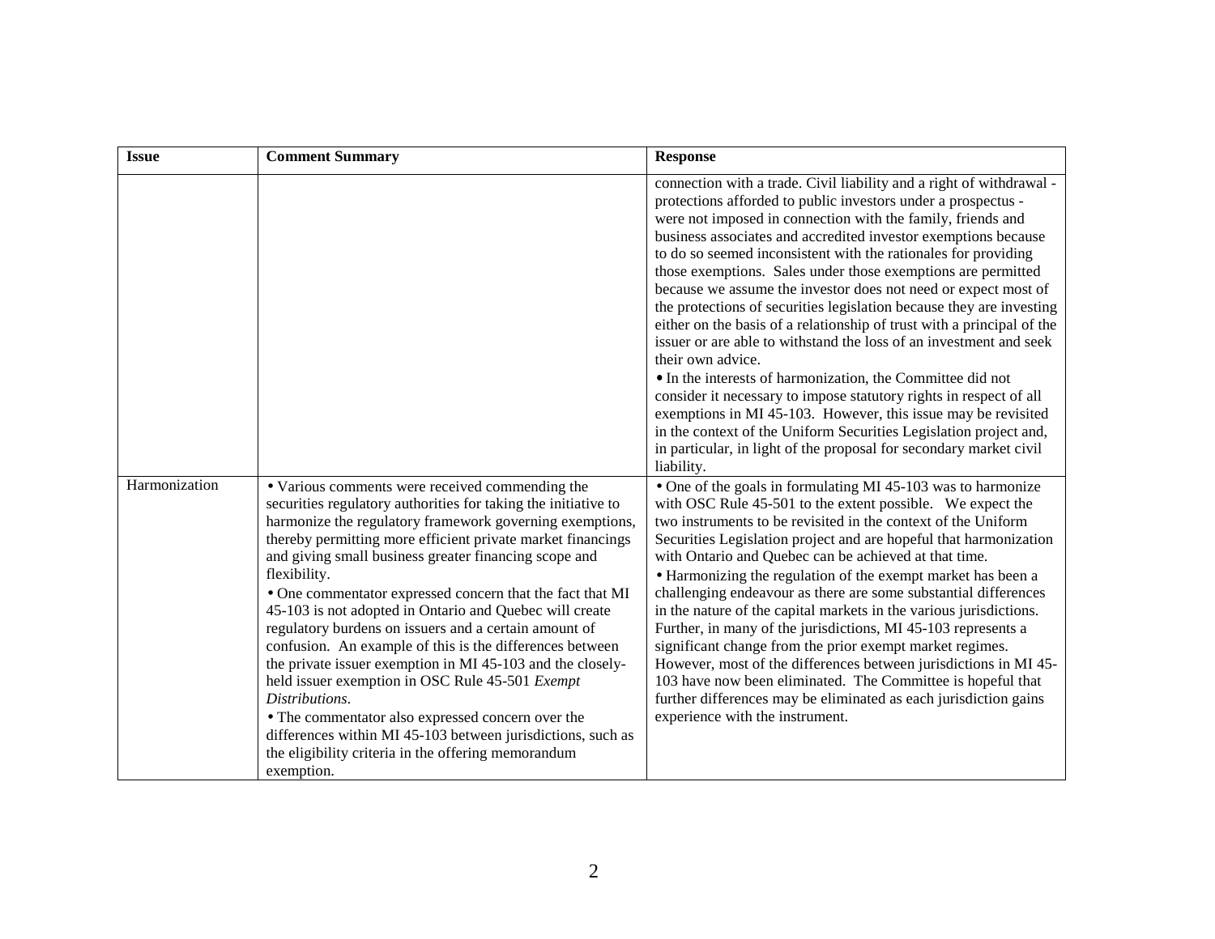| Issue | Comment Summary | Response |
|---|---|---|
| | | connection with a trade. Civil liability and a right of withdrawal - protections afforded to public investors under a prospectus - were not imposed in connection with the family, friends and business associates and accredited investor exemptions because to do so seemed inconsistent with the rationales for providing those exemptions. Sales under those exemptions are permitted because we assume the investor does not need or expect most of the protections of securities legislation because they are investing either on the basis of a relationship of trust with a principal of the issuer or are able to withstand the loss of an investment and seek their own advice.<br>• In the interests of harmonization, the Committee did not consider it necessary to impose statutory rights in respect of all exemptions in MI 45-103. However, this issue may be revisited in the context of the Uniform Securities Legislation project and, in particular, in light of the proposal for secondary market civil liability. |
| Harmonization | • Various comments were received commending the securities regulatory authorities for taking the initiative to harmonize the regulatory framework governing exemptions, thereby permitting more efficient private market financings and giving small business greater financing scope and flexibility.<br>• One commentator expressed concern that the fact that MI 45-103 is not adopted in Ontario and Quebec will create regulatory burdens on issuers and a certain amount of confusion. An example of this is the differences between the private issuer exemption in MI 45-103 and the closely-held issuer exemption in OSC Rule 45-501 *Exempt Distributions*.<br>• The commentator also expressed concern over the differences within MI 45-103 between jurisdictions, such as the eligibility criteria in the offering memorandum exemption. | • One of the goals in formulating MI 45-103 was to harmonize with OSC Rule 45-501 to the extent possible. We expect the two instruments to be revisited in the context of the Uniform Securities Legislation project and are hopeful that harmonization with Ontario and Quebec can be achieved at that time.<br>• Harmonizing the regulation of the exempt market has been a challenging endeavour as there are some substantial differences in the nature of the capital markets in the various jurisdictions. Further, in many of the jurisdictions, MI 45-103 represents a significant change from the prior exempt market regimes. However, most of the differences between jurisdictions in MI 45-103 have now been eliminated. The Committee is hopeful that further differences may be eliminated as each jurisdiction gains experience with the instrument. |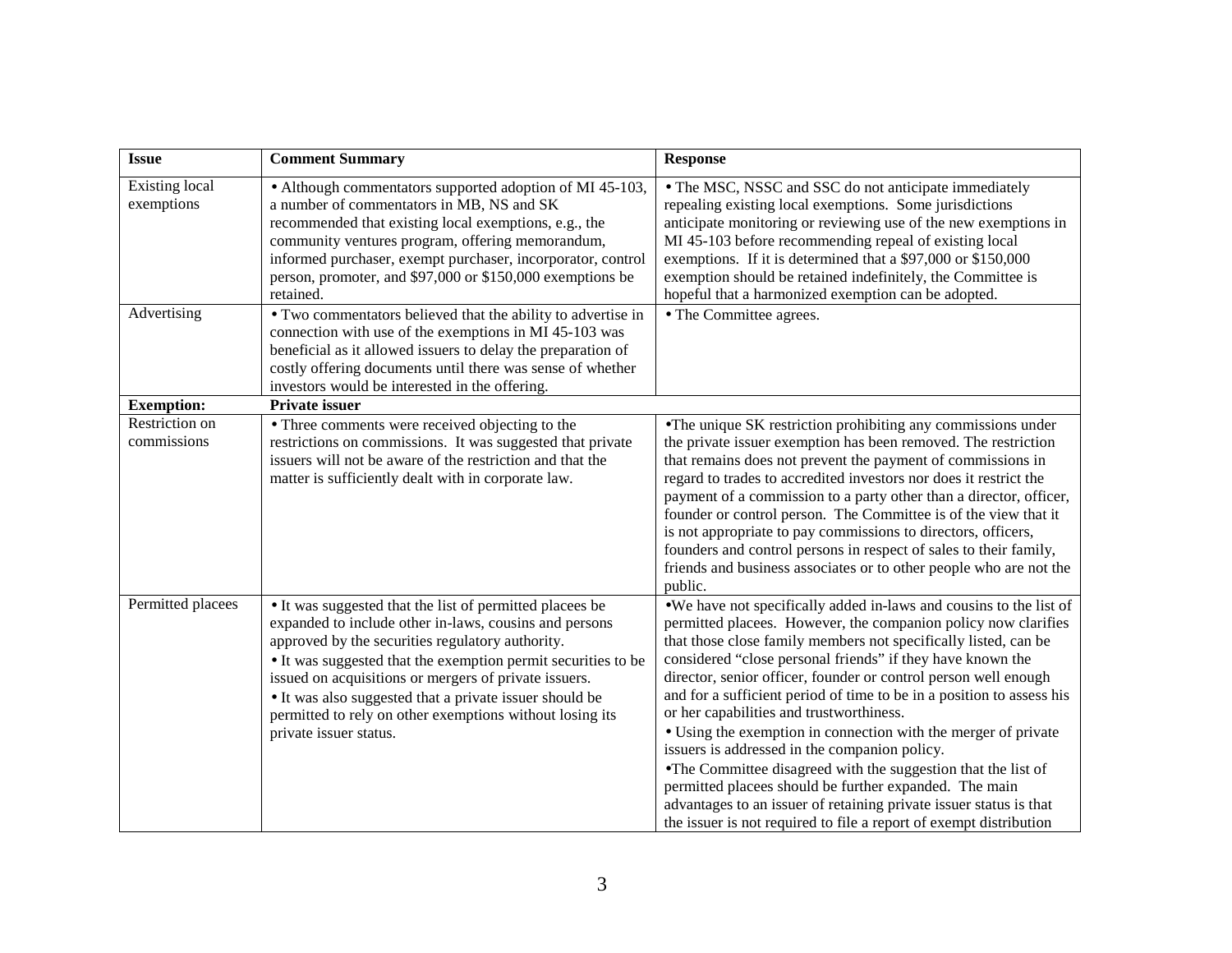| Issue | Comment Summary | Response |
|---|---|---|
| Existing local exemptions | • Although commentators supported adoption of MI 45-103, a number of commentators in MB, NS and SK recommended that existing local exemptions, e.g., the community ventures program, offering memorandum, informed purchaser, exempt purchaser, incorporator, control person, promoter, and $97,000 or $150,000 exemptions be retained. | • The MSC, NSSC and SSC do not anticipate immediately repealing existing local exemptions. Some jurisdictions anticipate monitoring or reviewing use of the new exemptions in MI 45-103 before recommending repeal of existing local exemptions. If it is determined that a $97,000 or $150,000 exemption should be retained indefinitely, the Committee is hopeful that a harmonized exemption can be adopted. |
| Advertising | • Two commentators believed that the ability to advertise in connection with use of the exemptions in MI 45-103 was beneficial as it allowed issuers to delay the preparation of costly offering documents until there was sense of whether investors would be interested in the offering. | • The Committee agrees. |
| **Exemption:** | **Private issuer** | |
| Restriction on commissions | • Three comments were received objecting to the restrictions on commissions. It was suggested that private issuers will not be aware of the restriction and that the matter is sufficiently dealt with in corporate law. | •The unique SK restriction prohibiting any commissions under the private issuer exemption has been removed. The restriction that remains does not prevent the payment of commissions in regard to trades to accredited investors nor does it restrict the payment of a commission to a party other than a director, officer, founder or control person. The Committee is of the view that it is not appropriate to pay commissions to directors, officers, founders and control persons in respect of sales to their family, friends and business associates or to other people who are not the public. |
| Permitted placees | • It was suggested that the list of permitted placees be expanded to include other in-laws, cousins and persons approved by the securities regulatory authority.<br>• It was suggested that the exemption permit securities to be issued on acquisitions or mergers of private issuers.<br>• It was also suggested that a private issuer should be permitted to rely on other exemptions without losing its private issuer status. | •We have not specifically added in-laws and cousins to the list of permitted placees. However, the companion policy now clarifies that those close family members not specifically listed, can be considered "close personal friends" if they have known the director, senior officer, founder or control person well enough and for a sufficient period of time to be in a position to assess his or her capabilities and trustworthiness.<br>• Using the exemption in connection with the merger of private issuers is addressed in the companion policy.<br>•The Committee disagreed with the suggestion that the list of permitted placees should be further expanded. The main advantages to an issuer of retaining private issuer status is that the issuer is not required to file a report of exempt distribution |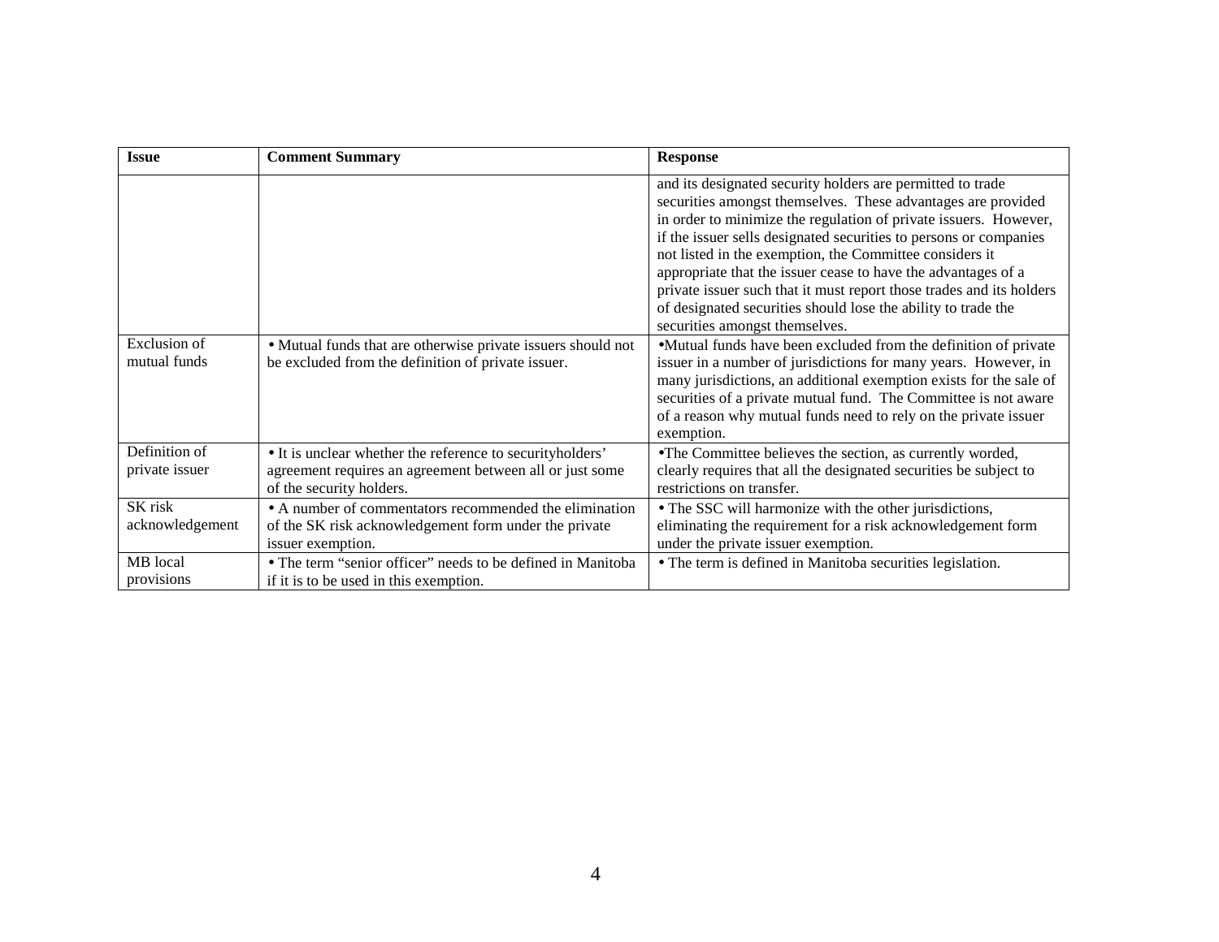| Issue | Comment Summary | Response |
|---|---|---|
| | | and its designated security holders are permitted to trade securities amongst themselves. These advantages are provided in order to minimize the regulation of private issuers. However, if the issuer sells designated securities to persons or companies not listed in the exemption, the Committee considers it appropriate that the issuer cease to have the advantages of a private issuer such that it must report those trades and its holders of designated securities should lose the ability to trade the securities amongst themselves. |
| Exclusion of mutual funds | • Mutual funds that are otherwise private issuers should not be excluded from the definition of private issuer. | •Mutual funds have been excluded from the definition of private issuer in a number of jurisdictions for many years. However, in many jurisdictions, an additional exemption exists for the sale of securities of a private mutual fund. The Committee is not aware of a reason why mutual funds need to rely on the private issuer exemption. |
| Definition of private issuer | • It is unclear whether the reference to securityholders' agreement requires an agreement between all or just some of the security holders. | •The Committee believes the section, as currently worded, clearly requires that all the designated securities be subject to restrictions on transfer. |
| SK risk acknowledgement | • A number of commentators recommended the elimination of the SK risk acknowledgement form under the private issuer exemption. | • The SSC will harmonize with the other jurisdictions, eliminating the requirement for a risk acknowledgement form under the private issuer exemption. |
| MB local provisions | • The term "senior officer" needs to be defined in Manitoba if it is to be used in this exemption. | • The term is defined in Manitoba securities legislation. |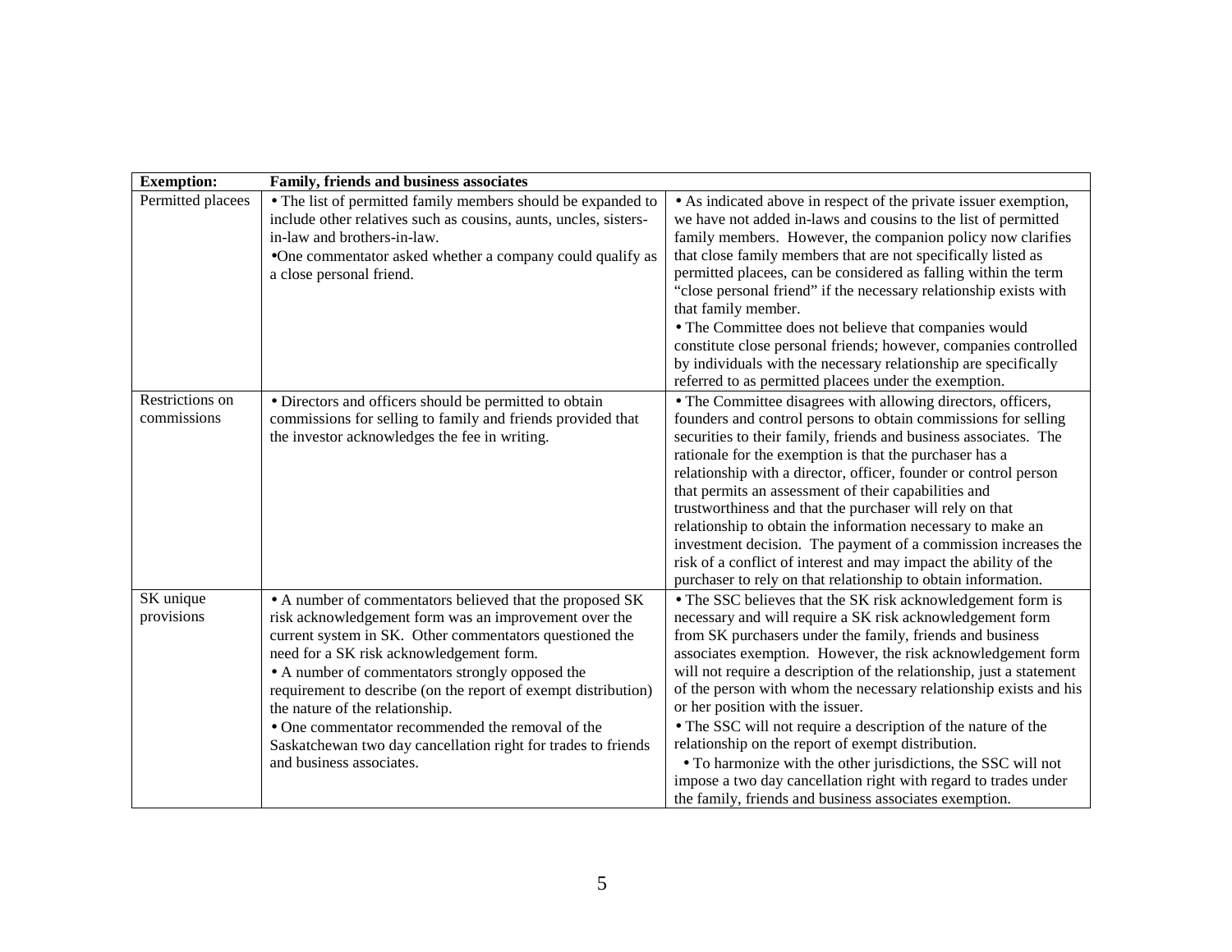| **Exemption:** | **Family, friends and business associates** | |
|---|---|---|
| Permitted placees | • The list of permitted family members should be expanded to include other relatives such as cousins, aunts, uncles, sisters-in-law and brothers-in-law.<br>•One commentator asked whether a company could qualify as a close personal friend. | • As indicated above in respect of the private issuer exemption, we have not added in-laws and cousins to the list of permitted family members. However, the companion policy now clarifies that close family members that are not specifically listed as permitted placees, can be considered as falling within the term "close personal friend" if the necessary relationship exists with that family member.<br>• The Committee does not believe that companies would constitute close personal friends; however, companies controlled by individuals with the necessary relationship are specifically referred to as permitted placees under the exemption. |
| Restrictions on commissions | • Directors and officers should be permitted to obtain commissions for selling to family and friends provided that the investor acknowledges the fee in writing. | • The Committee disagrees with allowing directors, officers, founders and control persons to obtain commissions for selling securities to their family, friends and business associates. The rationale for the exemption is that the purchaser has a relationship with a director, officer, founder or control person that permits an assessment of their capabilities and trustworthiness and that the purchaser will rely on that relationship to obtain the information necessary to make an investment decision. The payment of a commission increases the risk of a conflict of interest and may impact the ability of the purchaser to rely on that relationship to obtain information. |
| SK unique provisions | • A number of commentators believed that the proposed SK risk acknowledgement form was an improvement over the current system in SK. Other commentators questioned the need for a SK risk acknowledgement form.<br>• A number of commentators strongly opposed the requirement to describe (on the report of exempt distribution) the nature of the relationship.<br>• One commentator recommended the removal of the Saskatchewan two day cancellation right for trades to friends and business associates. | • The SSC believes that the SK risk acknowledgement form is necessary and will require a SK risk acknowledgement form from SK purchasers under the family, friends and business associates exemption. However, the risk acknowledgement form will not require a description of the relationship, just a statement of the person with whom the necessary relationship exists and his or her position with the issuer.<br>• The SSC will not require a description of the nature of the relationship on the report of exempt distribution.<br>• To harmonize with the other jurisdictions, the SSC will not impose a two day cancellation right with regard to trades under the family, friends and business associates exemption. |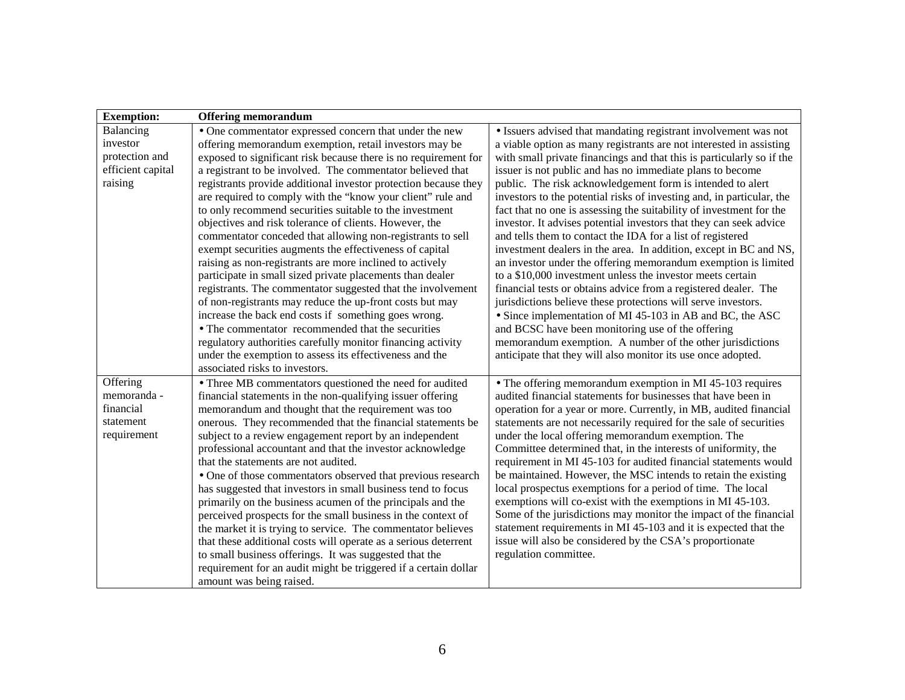| Exemption: | Offering memorandum | |
|---|---|---|
| Balancing investor protection and efficient capital raising | • One commentator expressed concern that under the new offering memorandum exemption, retail investors may be exposed to significant risk because there is no requirement for a registrant to be involved. The commentator believed that registrants provide additional investor protection because they are required to comply with the "know your client" rule and to only recommend securities suitable to the investment objectives and risk tolerance of clients. However, the commentator conceded that allowing non-registrants to sell exempt securities augments the effectiveness of capital raising as non-registrants are more inclined to actively participate in small sized private placements than dealer registrants. The commentator suggested that the involvement of non-registrants may reduce the up-front costs but may increase the back end costs if something goes wrong.<br>• The commentator recommended that the securities regulatory authorities carefully monitor financing activity under the exemption to assess its effectiveness and the associated risks to investors. | • Issuers advised that mandating registrant involvement was not a viable option as many registrants are not interested in assisting with small private financings and that this is particularly so if the issuer is not public and has no immediate plans to become public. The risk acknowledgement form is intended to alert investors to the potential risks of investing and, in particular, the fact that no one is assessing the suitability of investment for the investor. It advises potential investors that they can seek advice and tells them to contact the IDA for a list of registered investment dealers in the area. In addition, except in BC and NS, an investor under the offering memorandum exemption is limited to a $10,000 investment unless the investor meets certain financial tests or obtains advice from a registered dealer. The jurisdictions believe these protections will serve investors.<br>• Since implementation of MI 45-103 in AB and BC, the ASC and BCSC have been monitoring use of the offering memorandum exemption. A number of the other jurisdictions anticipate that they will also monitor its use once adopted. |
| Offering memoranda - financial statement requirement | • Three MB commentators questioned the need for audited financial statements in the non-qualifying issuer offering memorandum and thought that the requirement was too onerous. They recommended that the financial statements be subject to a review engagement report by an independent professional accountant and that the investor acknowledge that the statements are not audited.<br>• One of those commentators observed that previous research has suggested that investors in small business tend to focus primarily on the business acumen of the principals and the perceived prospects for the small business in the context of the market it is trying to service. The commentator believes that these additional costs will operate as a serious deterrent to small business offerings. It was suggested that the requirement for an audit might be triggered if a certain dollar amount was being raised. | • The offering memorandum exemption in MI 45-103 requires audited financial statements for businesses that have been in operation for a year or more. Currently, in MB, audited financial statements are not necessarily required for the sale of securities under the local offering memorandum exemption. The Committee determined that, in the interests of uniformity, the requirement in MI 45-103 for audited financial statements would be maintained. However, the MSC intends to retain the existing local prospectus exemptions for a period of time. The local exemptions will co-exist with the exemptions in MI 45-103. Some of the jurisdictions may monitor the impact of the financial statement requirements in MI 45-103 and it is expected that the issue will also be considered by the CSA's proportionate regulation committee. |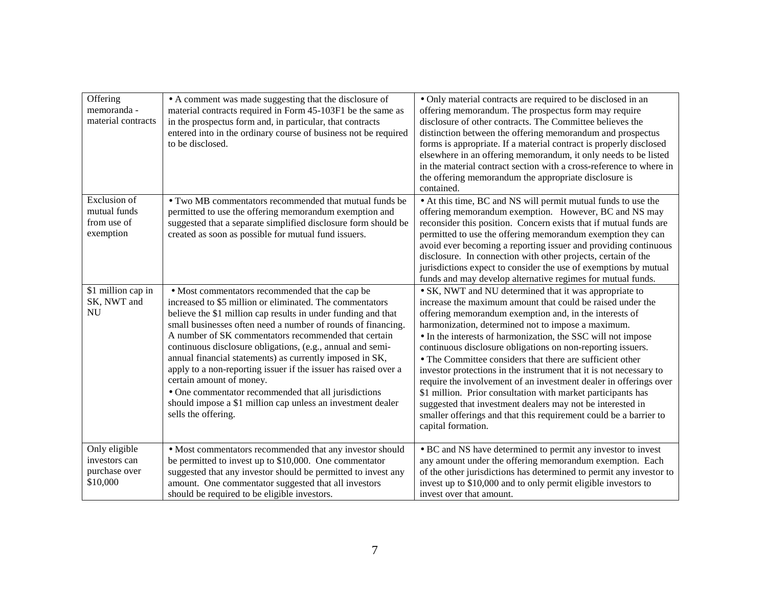| | | |
|---|---|---|
| Offering memoranda - material contracts | • A comment was made suggesting that the disclosure of material contracts required in Form 45-103F1 be the same as in the prospectus form and, in particular, that contracts entered into in the ordinary course of business not be required to be disclosed. | • Only material contracts are required to be disclosed in an offering memorandum. The prospectus form may require disclosure of other contracts. The Committee believes the distinction between the offering memorandum and prospectus forms is appropriate. If a material contract is properly disclosed elsewhere in an offering memorandum, it only needs to be listed in the material contract section with a cross-reference to where in the offering memorandum the appropriate disclosure is contained. |
| Exclusion of mutual funds from use of exemption | • Two MB commentators recommended that mutual funds be permitted to use the offering memorandum exemption and suggested that a separate simplified disclosure form should be created as soon as possible for mutual fund issuers. | • At this time, BC and NS will permit mutual funds to use the offering memorandum exemption. However, BC and NS may reconsider this position. Concern exists that if mutual funds are permitted to use the offering memorandum exemption they can avoid ever becoming a reporting issuer and providing continuous disclosure. In connection with other projects, certain of the jurisdictions expect to consider the use of exemptions by mutual funds and may develop alternative regimes for mutual funds. |
| $1 million cap in SK, NWT and NU | • Most commentators recommended that the cap be increased to $5 million or eliminated. The commentators believe the $1 million cap results in under funding and that small businesses often need a number of rounds of financing. A number of SK commentators recommended that certain continuous disclosure obligations, (e.g., annual and semi-annual financial statements) as currently imposed in SK, apply to a non-reporting issuer if the issuer has raised over a certain amount of money.<br>• One commentator recommended that all jurisdictions should impose a $1 million cap unless an investment dealer sells the offering. | • SK, NWT and NU determined that it was appropriate to increase the maximum amount that could be raised under the offering memorandum exemption and, in the interests of harmonization, determined not to impose a maximum.<br>• In the interests of harmonization, the SSC will not impose continuous disclosure obligations on non-reporting issuers.<br>• The Committee considers that there are sufficient other investor protections in the instrument that it is not necessary to require the involvement of an investment dealer in offerings over $1 million. Prior consultation with market participants has suggested that investment dealers may not be interested in smaller offerings and that this requirement could be a barrier to capital formation. |
| Only eligible investors can purchase over $10,000 | • Most commentators recommended that any investor should be permitted to invest up to $10,000. One commentator suggested that any investor should be permitted to invest any amount. One commentator suggested that all investors should be required to be eligible investors. | • BC and NS have determined to permit any investor to invest any amount under the offering memorandum exemption. Each of the other jurisdictions has determined to permit any investor to invest up to $10,000 and to only permit eligible investors to invest over that amount. |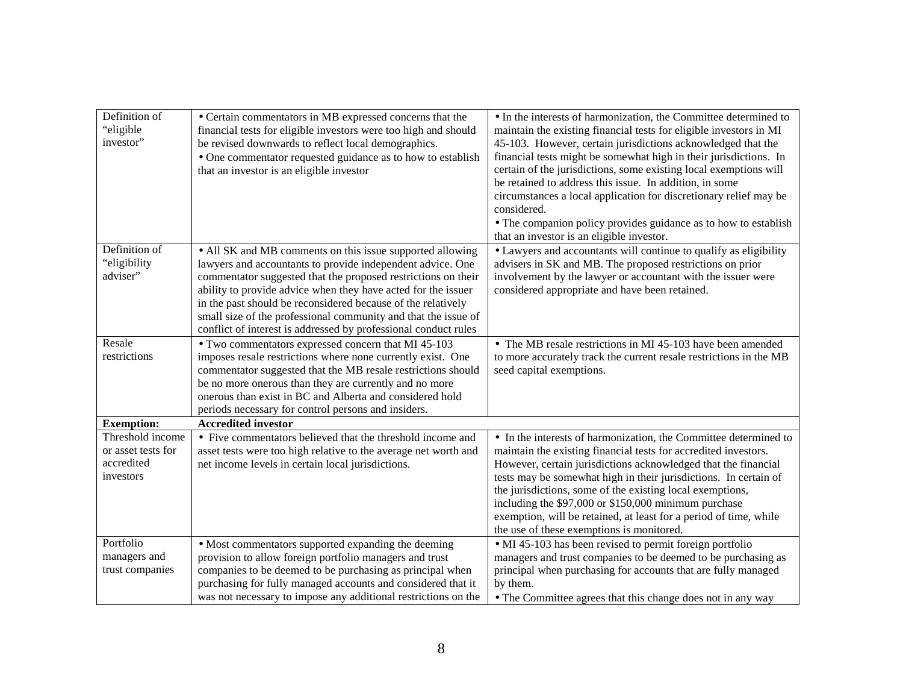| | | |
|---|---|---|
| Definition of "eligible investor" | • Certain commentators in MB expressed concerns that the financial tests for eligible investors were too high and should be revised downwards to reflect local demographics.<br>• One commentator requested guidance as to how to establish that an investor is an eligible investor | • In the interests of harmonization, the Committee determined to maintain the existing financial tests for eligible investors in MI 45-103. However, certain jurisdictions acknowledged that the financial tests might be somewhat high in their jurisdictions. In certain of the jurisdictions, some existing local exemptions will be retained to address this issue. In addition, in some circumstances a local application for discretionary relief may be considered.<br>• The companion policy provides guidance as to how to establish that an investor is an eligible investor. |
| Definition of "eligibility adviser" | • All SK and MB comments on this issue supported allowing lawyers and accountants to provide independent advice. One commentator suggested that the proposed restrictions on their ability to provide advice when they have acted for the issuer in the past should be reconsidered because of the relatively small size of the professional community and that the issue of conflict of interest is addressed by professional conduct rules | • Lawyers and accountants will continue to qualify as eligibility advisers in SK and MB. The proposed restrictions on prior involvement by the lawyer or accountant with the issuer were considered appropriate and have been retained. |
| Resale restrictions | • Two commentators expressed concern that MI 45-103 imposes resale restrictions where none currently exist. One commentator suggested that the MB resale restrictions should be no more onerous than they are currently and no more onerous than exist in BC and Alberta and considered hold periods necessary for control persons and insiders. | • The MB resale restrictions in MI 45-103 have been amended to more accurately track the current resale restrictions in the MB seed capital exemptions. |
| **Exemption:** | **Accredited investor** | |
| Threshold income or asset tests for accredited investors | • Five commentators believed that the threshold income and asset tests were too high relative to the average net worth and net income levels in certain local jurisdictions. | • In the interests of harmonization, the Committee determined to maintain the existing financial tests for accredited investors. However, certain jurisdictions acknowledged that the financial tests may be somewhat high in their jurisdictions. In certain of the jurisdictions, some of the existing local exemptions, including the $97,000 or $150,000 minimum purchase exemption, will be retained, at least for a period of time, while the use of these exemptions is monitored. |
| Portfolio managers and trust companies | • Most commentators supported expanding the deeming provision to allow foreign portfolio managers and trust companies to be deemed to be purchasing as principal when purchasing for fully managed accounts and considered that it was not necessary to impose any additional restrictions on the | • MI 45-103 has been revised to permit foreign portfolio managers and trust companies to be deemed to be purchasing as principal when purchasing for accounts that are fully managed by them.<br>• The Committee agrees that this change does not in any way |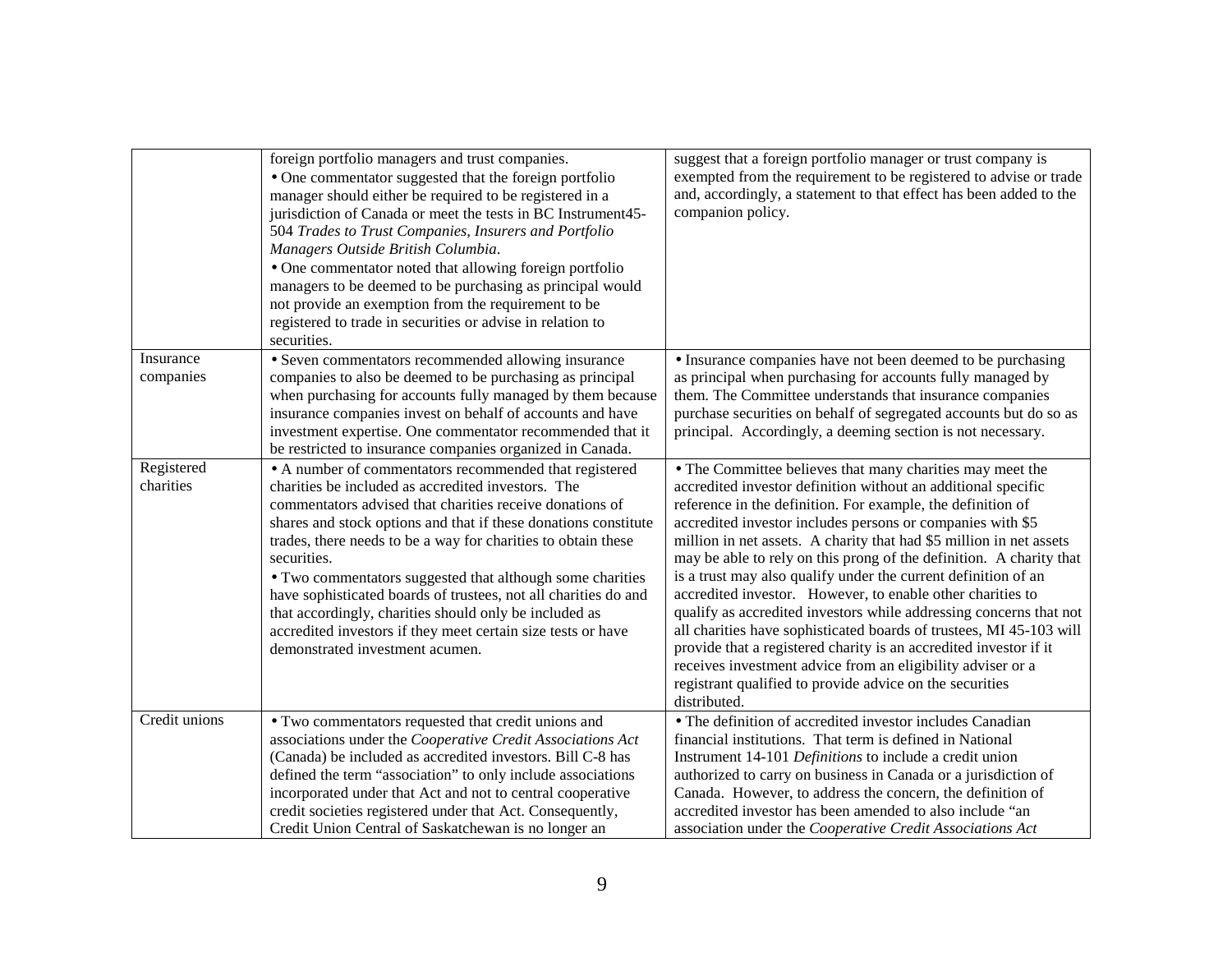| | | |
|---|---|---|
| | foreign portfolio managers and trust companies.<br>• One commentator suggested that the foreign portfolio manager should either be required to be registered in a jurisdiction of Canada or meet the tests in BC Instrument45-504 *Trades to Trust Companies, Insurers and Portfolio Managers Outside British Columbia*.<br>• One commentator noted that allowing foreign portfolio managers to be deemed to be purchasing as principal would not provide an exemption from the requirement to be registered to trade in securities or advise in relation to securities. | suggest that a foreign portfolio manager or trust company is exempted from the requirement to be registered to advise or trade and, accordingly, a statement to that effect has been added to the companion policy. |
| Insurance companies | • Seven commentators recommended allowing insurance companies to also be deemed to be purchasing as principal when purchasing for accounts fully managed by them because insurance companies invest on behalf of accounts and have investment expertise. One commentator recommended that it be restricted to insurance companies organized in Canada. | • Insurance companies have not been deemed to be purchasing as principal when purchasing for accounts fully managed by them. The Committee understands that insurance companies purchase securities on behalf of segregated accounts but do so as principal. Accordingly, a deeming section is not necessary. |
| Registered charities | • A number of commentators recommended that registered charities be included as accredited investors. The commentators advised that charities receive donations of shares and stock options and that if these donations constitute trades, there needs to be a way for charities to obtain these securities.<br>• Two commentators suggested that although some charities have sophisticated boards of trustees, not all charities do and that accordingly, charities should only be included as accredited investors if they meet certain size tests or have demonstrated investment acumen. | • The Committee believes that many charities may meet the accredited investor definition without an additional specific reference in the definition. For example, the definition of accredited investor includes persons or companies with $5 million in net assets. A charity that had $5 million in net assets may be able to rely on this prong of the definition. A charity that is a trust may also qualify under the current definition of an accredited investor. However, to enable other charities to qualify as accredited investors while addressing concerns that not all charities have sophisticated boards of trustees, MI 45-103 will provide that a registered charity is an accredited investor if it receives investment advice from an eligibility adviser or a registrant qualified to provide advice on the securities distributed. |
| Credit unions | • Two commentators requested that credit unions and associations under the *Cooperative Credit Associations Act* (Canada) be included as accredited investors. Bill C-8 has defined the term "association" to only include associations incorporated under that Act and not to central cooperative credit societies registered under that Act. Consequently, Credit Union Central of Saskatchewan is no longer an | • The definition of accredited investor includes Canadian financial institutions. That term is defined in National Instrument 14-101 *Definitions* to include a credit union authorized to carry on business in Canada or a jurisdiction of Canada. However, to address the concern, the definition of accredited investor has been amended to also include "an association under the *Cooperative Credit Associations Act* |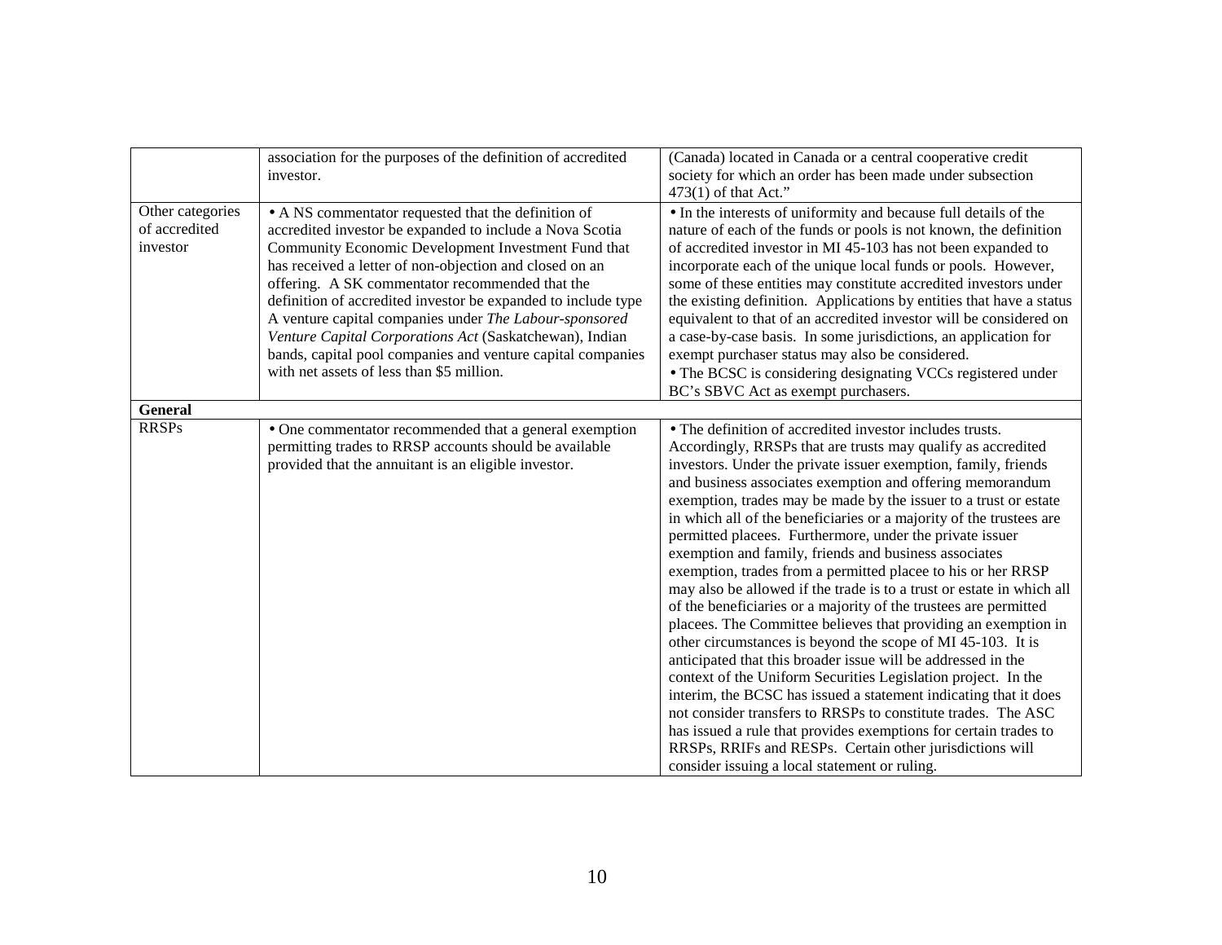| | | |
|---|---|---|
| | association for the purposes of the definition of accredited investor. | (Canada) located in Canada or a central cooperative credit society for which an order has been made under subsection 473(1) of that Act.” |
| Other categories of accredited investor | • A NS commentator requested that the definition of accredited investor be expanded to include a Nova Scotia Community Economic Development Investment Fund that has received a letter of non-objection and closed on an offering. A SK commentator recommended that the definition of accredited investor be expanded to include type A venture capital companies under *The Labour-sponsored Venture Capital Corporations Act* (Saskatchewan), Indian bands, capital pool companies and venture capital companies with net assets of less than $5 million. | • In the interests of uniformity and because full details of the nature of each of the funds or pools is not known, the definition of accredited investor in MI 45-103 has not been expanded to incorporate each of the unique local funds or pools. However, some of these entities may constitute accredited investors under the existing definition. Applications by entities that have a status equivalent to that of an accredited investor will be considered on a case-by-case basis. In some jurisdictions, an application for exempt purchaser status may also be considered.<br>• The BCSC is considering designating VCCs registered under BC’s SBVC Act as exempt purchasers. |
| **General** | | |
| RRSPs | • One commentator recommended that a general exemption permitting trades to RRSP accounts should be available provided that the annuitant is an eligible investor. | • The definition of accredited investor includes trusts. Accordingly, RRSPs that are trusts may qualify as accredited investors. Under the private issuer exemption, family, friends and business associates exemption and offering memorandum exemption, trades may be made by the issuer to a trust or estate in which all of the beneficiaries or a majority of the trustees are permitted placees. Furthermore, under the private issuer exemption and family, friends and business associates exemption, trades from a permitted placee to his or her RRSP may also be allowed if the trade is to a trust or estate in which all of the beneficiaries or a majority of the trustees are permitted placees. The Committee believes that providing an exemption in other circumstances is beyond the scope of MI 45-103. It is anticipated that this broader issue will be addressed in the context of the Uniform Securities Legislation project. In the interim, the BCSC has issued a statement indicating that it does not consider transfers to RRSPs to constitute trades. The ASC has issued a rule that provides exemptions for certain trades to RRSPs, RRIFs and RESPs. Certain other jurisdictions will consider issuing a local statement or ruling. |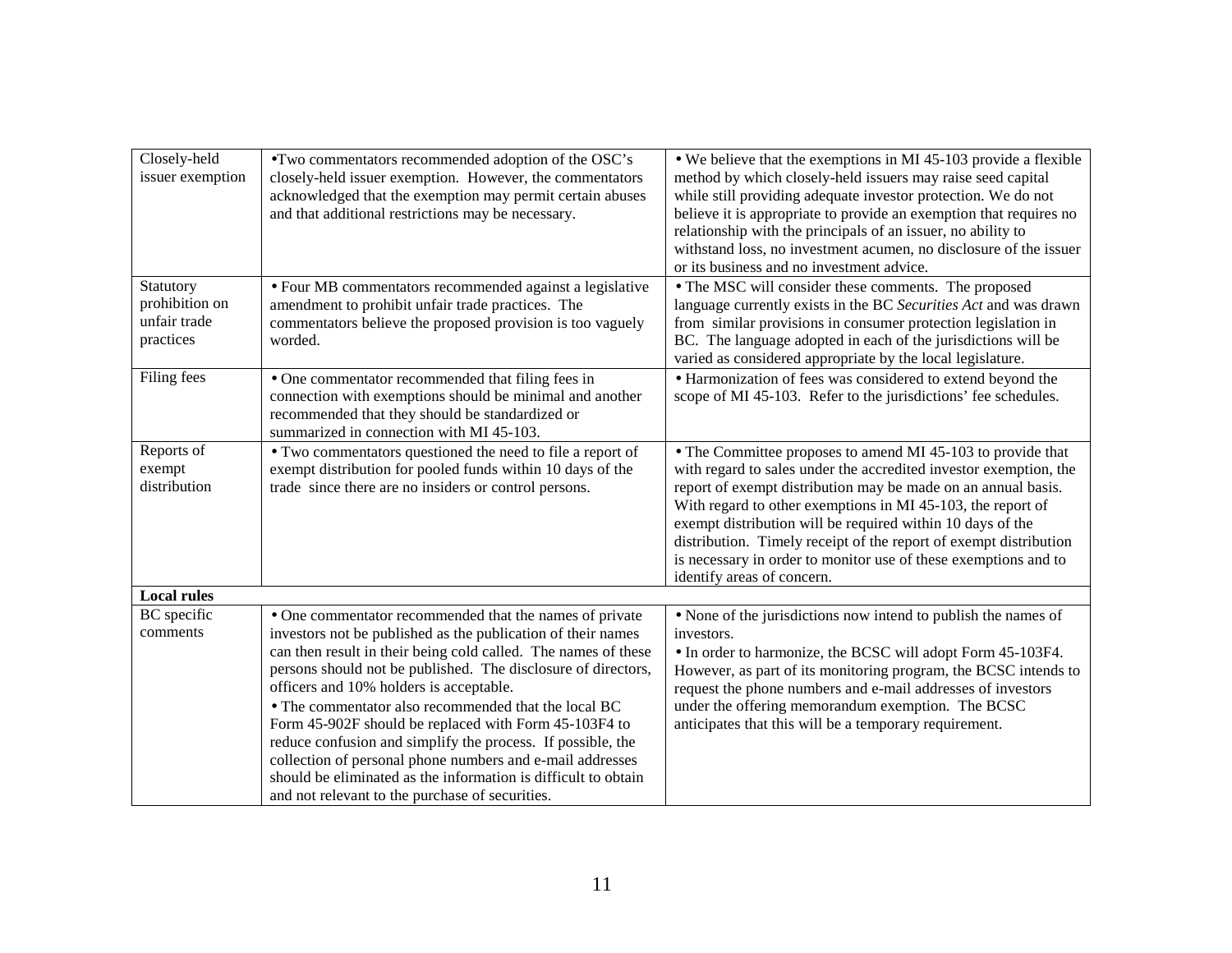| | | |
|---|---|---|
| Closely-held issuer exemption | • Two commentators recommended adoption of the OSC's closely-held issuer exemption. However, the commentators acknowledged that the exemption may permit certain abuses and that additional restrictions may be necessary. | • We believe that the exemptions in MI 45-103 provide a flexible method by which closely-held issuers may raise seed capital while still providing adequate investor protection. We do not believe it is appropriate to provide an exemption that requires no relationship with the principals of an issuer, no ability to withstand loss, no investment acumen, no disclosure of the issuer or its business and no investment advice. |
| Statutory prohibition on unfair trade practices | • Four MB commentators recommended against a legislative amendment to prohibit unfair trade practices. The commentators believe the proposed provision is too vaguely worded. | • The MSC will consider these comments. The proposed language currently exists in the BC *Securities Act* and was drawn from similar provisions in consumer protection legislation in BC. The language adopted in each of the jurisdictions will be varied as considered appropriate by the local legislature. |
| Filing fees | • One commentator recommended that filing fees in connection with exemptions should be minimal and another recommended that they should be standardized or summarized in connection with MI 45-103. | • Harmonization of fees was considered to extend beyond the scope of MI 45-103. Refer to the jurisdictions' fee schedules. |
| Reports of exempt distribution | • Two commentators questioned the need to file a report of exempt distribution for pooled funds within 10 days of the trade since there are no insiders or control persons. | • The Committee proposes to amend MI 45-103 to provide that with regard to sales under the accredited investor exemption, the report of exempt distribution may be made on an annual basis. With regard to other exemptions in MI 45-103, the report of exempt distribution will be required within 10 days of the distribution. Timely receipt of the report of exempt distribution is necessary in order to monitor use of these exemptions and to identify areas of concern. |
| **Local rules** | | |
| BC specific comments | • One commentator recommended that the names of private investors not be published as the publication of their names can then result in their being cold called. The names of these persons should not be published. The disclosure of directors, officers and 10% holders is acceptable.<br>• The commentator also recommended that the local BC Form 45-902F should be replaced with Form 45-103F4 to reduce confusion and simplify the process. If possible, the collection of personal phone numbers and e-mail addresses should be eliminated as the information is difficult to obtain and not relevant to the purchase of securities. | • None of the jurisdictions now intend to publish the names of investors.<br>• In order to harmonize, the BCSC will adopt Form 45-103F4. However, as part of its monitoring program, the BCSC intends to request the phone numbers and e-mail addresses of investors under the offering memorandum exemption. The BCSC anticipates that this will be a temporary requirement. |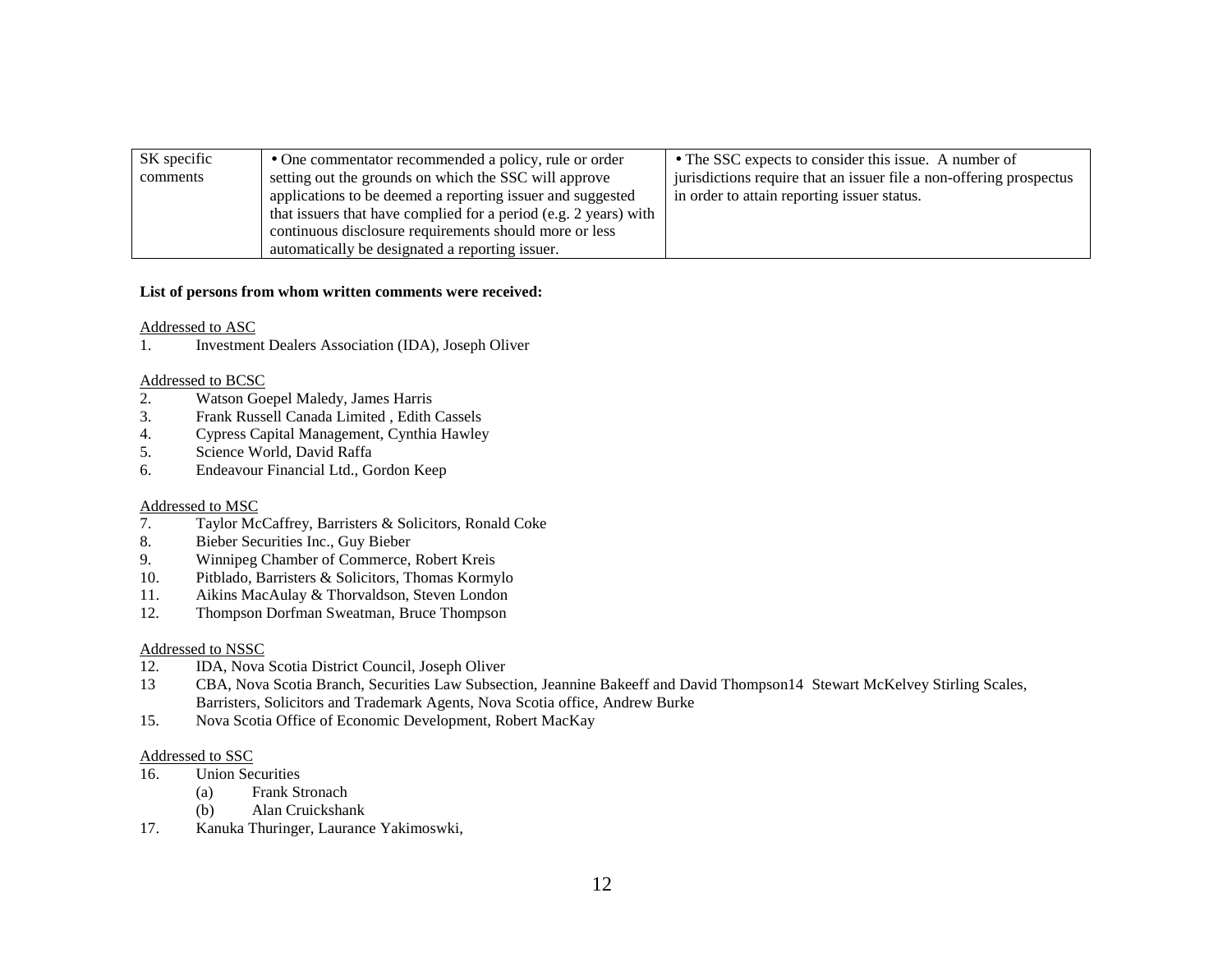| SK specific comments | • One commentator recommended a policy, rule or order setting out the grounds on which the SSC will approve applications to be deemed a reporting issuer and suggested that issuers that have complied for a period (e.g. 2 years) with continuous disclosure requirements should more or less automatically be designated a reporting issuer. | • The SSC expects to consider this issue. A number of jurisdictions require that an issuer file a non-offering prospectus in order to attain reporting issuer status. |
|---|---|---|

**List of persons from whom written comments were received:**

Addressed to ASC

1. Investment Dealers Association (IDA), Joseph Oliver

Addressed to BCSC

2. Watson Goepel Maledy, James Harris
3. Frank Russell Canada Limited , Edith Cassels
4. Cypress Capital Management, Cynthia Hawley
5. Science World, David Raffa
6. Endeavour Financial Ltd., Gordon Keep

Addressed to MSC

7. Taylor McCaffrey, Barristers & Solicitors, Ronald Coke
8. Bieber Securities Inc., Guy Bieber
9. Winnipeg Chamber of Commerce, Robert Kreis
10. Pitblado, Barristers & Solicitors, Thomas Kormylo
11. Aikins MacAulay & Thorvaldson, Steven London
12. Thompson Dorfman Sweatman, Bruce Thompson

Addressed to NSSC

12. IDA, Nova Scotia District Council, Joseph Oliver
13 CBA, Nova Scotia Branch, Securities Law Subsection, Jeannine Bakeeff and David Thompson14 Stewart McKelvey Stirling Scales, Barristers, Solicitors and Trademark Agents, Nova Scotia office, Andrew Burke
15. Nova Scotia Office of Economic Development, Robert MacKay

Addressed to SSC

16. Union Securities
    (a) Frank Stronach
    (b) Alan Cruickshank
17. Kanuka Thuringer, Laurance Yakimoswki,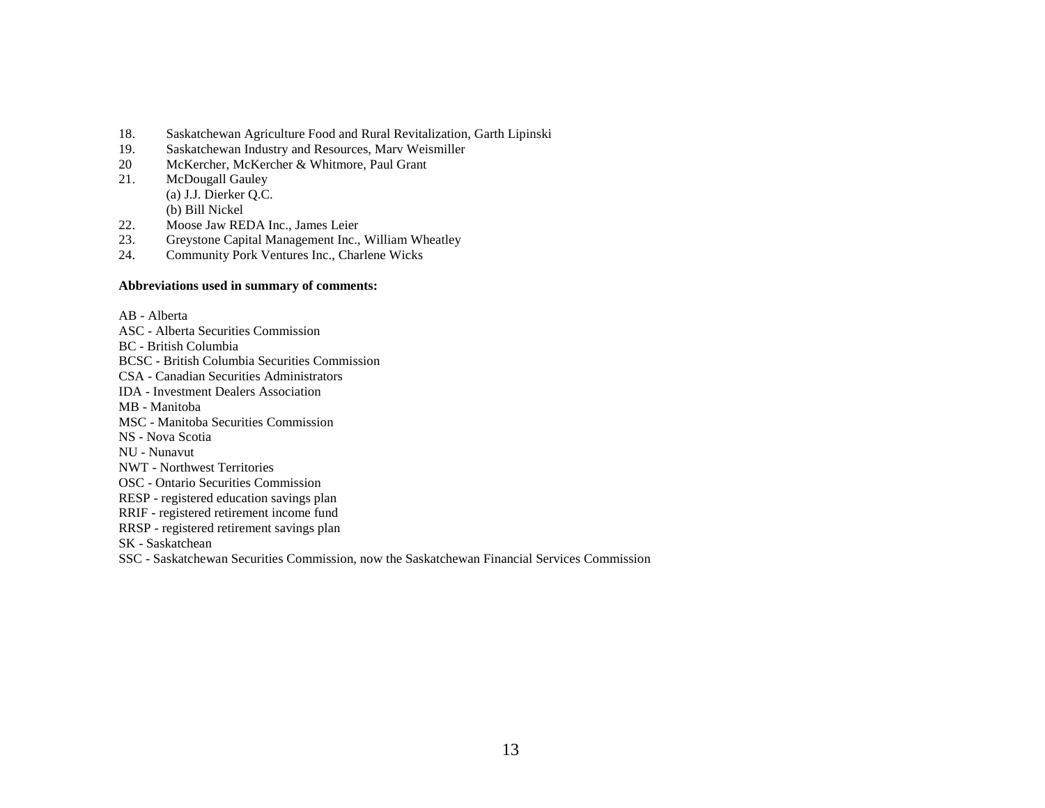18. Saskatchewan Agriculture Food and Rural Revitalization, Garth Lipinski
19. Saskatchewan Industry and Resources, Marv Weismiller
20 McKercher, McKercher & Whitmore, Paul Grant
21. McDougall Gauley
    (a) J.J. Dierker Q.C.
    (b) Bill Nickel
22. Moose Jaw REDA Inc., James Leier
23. Greystone Capital Management Inc., William Wheatley
24. Community Pork Ventures Inc., Charlene Wicks

**Abbreviations used in summary of comments:**

AB - Alberta
ASC - Alberta Securities Commission
BC - British Columbia
BCSC - British Columbia Securities Commission
CSA - Canadian Securities Administrators
IDA - Investment Dealers Association
MB - Manitoba
MSC - Manitoba Securities Commission
NS - Nova Scotia
NU - Nunavut
NWT - Northwest Territories
OSC - Ontario Securities Commission
RESP - registered education savings plan
RRIF - registered retirement income fund
RRSP - registered retirement savings plan
SK - Saskatchean
SSC - Saskatchewan Securities Commission, now the Saskatchewan Financial Services Commission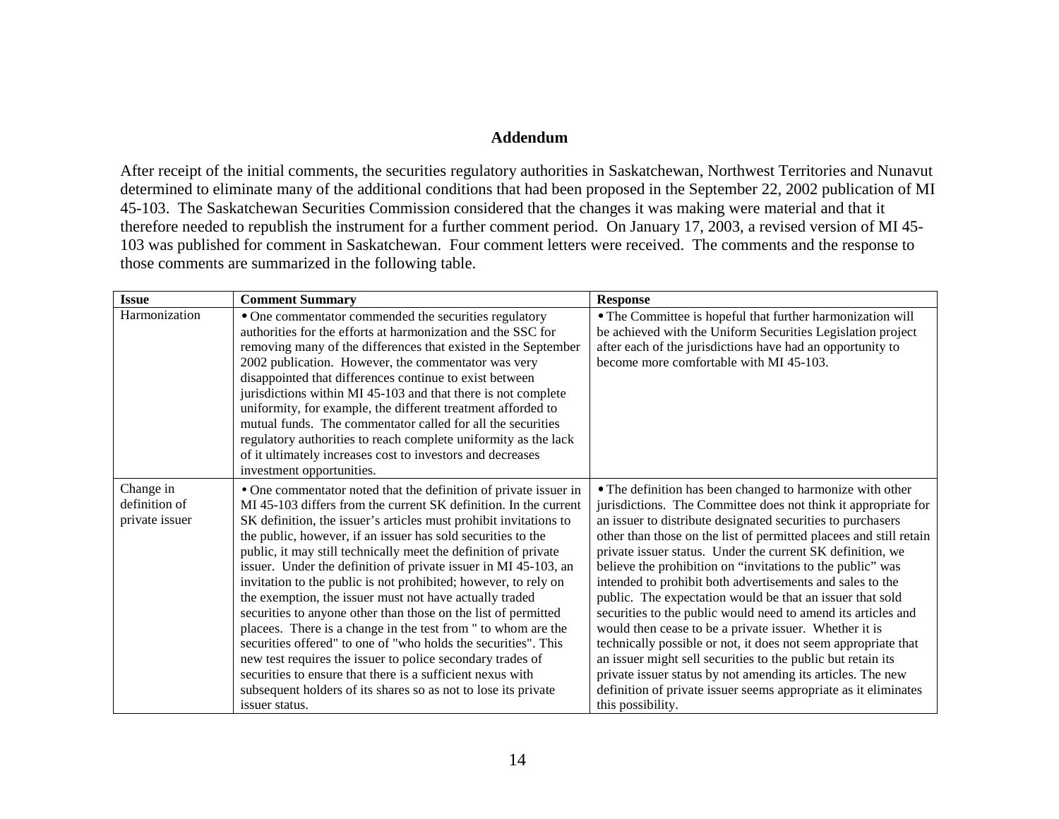## Addendum

After receipt of the initial comments, the securities regulatory authorities in Saskatchewan, Northwest Territories and Nunavut determined to eliminate many of the additional conditions that had been proposed in the September 22, 2002 publication of MI 45-103. The Saskatchewan Securities Commission considered that the changes it was making were material and that it therefore needed to republish the instrument for a further comment period. On January 17, 2003, a revised version of MI 45-103 was published for comment in Saskatchewan. Four comment letters were received. The comments and the response to those comments are summarized in the following table.

| Issue | Comment Summary | Response |
|---|---|---|
| Harmonization | • One commentator commended the securities regulatory authorities for the efforts at harmonization and the SSC for removing many of the differences that existed in the September 2002 publication. However, the commentator was very disappointed that differences continue to exist between jurisdictions within MI 45-103 and that there is not complete uniformity, for example, the different treatment afforded to mutual funds. The commentator called for all the securities regulatory authorities to reach complete uniformity as the lack of it ultimately increases cost to investors and decreases investment opportunities. | • The Committee is hopeful that further harmonization will be achieved with the Uniform Securities Legislation project after each of the jurisdictions have had an opportunity to become more comfortable with MI 45-103. |
| Change in definition of private issuer | • One commentator noted that the definition of private issuer in MI 45-103 differs from the current SK definition. In the current SK definition, the issuer's articles must prohibit invitations to the public, however, if an issuer has sold securities to the public, it may still technically meet the definition of private issuer. Under the definition of private issuer in MI 45-103, an invitation to the public is not prohibited; however, to rely on the exemption, the issuer must not have actually traded securities to anyone other than those on the list of permitted placees. There is a change in the test from " to whom are the securities offered" to one of "who holds the securities". This new test requires the issuer to police secondary trades of securities to ensure that there is a sufficient nexus with subsequent holders of its shares so as not to lose its private issuer status. | • The definition has been changed to harmonize with other jurisdictions. The Committee does not think it appropriate for an issuer to distribute designated securities to purchasers other than those on the list of permitted placees and still retain private issuer status. Under the current SK definition, we believe the prohibition on "invitations to the public" was intended to prohibit both advertisements and sales to the public. The expectation would be that an issuer that sold securities to the public would need to amend its articles and would then cease to be a private issuer. Whether it is technically possible or not, it does not seem appropriate that an issuer might sell securities to the public but retain its private issuer status by not amending its articles. The new definition of private issuer seems appropriate as it eliminates this possibility. |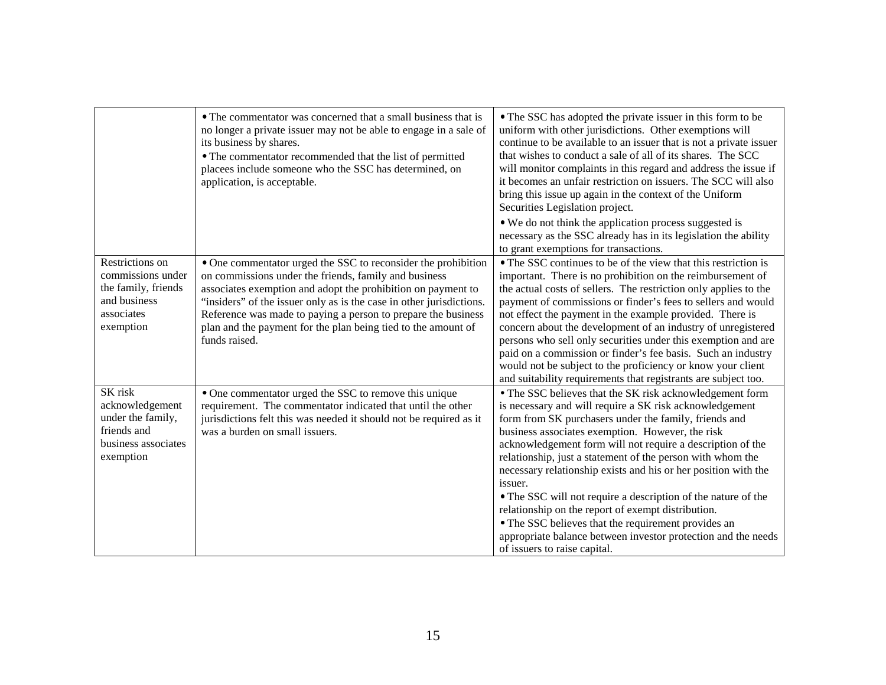| | | |
|---|---|---|
| | • The commentator was concerned that a small business that is no longer a private issuer may not be able to engage in a sale of its business by shares.<br>• The commentator recommended that the list of permitted placees include someone who the SSC has determined, on application, is acceptable. | • The SSC has adopted the private issuer in this form to be uniform with other jurisdictions. Other exemptions will continue to be available to an issuer that is not a private issuer that wishes to conduct a sale of all of its shares. The SCC will monitor complaints in this regard and address the issue if it becomes an unfair restriction on issuers. The SCC will also bring this issue up again in the context of the Uniform Securities Legislation project.<br>• We do not think the application process suggested is necessary as the SSC already has in its legislation the ability to grant exemptions for transactions. |
| Restrictions on commissions under the family, friends and business associates exemption | • One commentator urged the SSC to reconsider the prohibition on commissions under the friends, family and business associates exemption and adopt the prohibition on payment to "insiders" of the issuer only as is the case in other jurisdictions. Reference was made to paying a person to prepare the business plan and the payment for the plan being tied to the amount of funds raised. | • The SSC continues to be of the view that this restriction is important. There is no prohibition on the reimbursement of the actual costs of sellers. The restriction only applies to the payment of commissions or finder's fees to sellers and would not effect the payment in the example provided. There is concern about the development of an industry of unregistered persons who sell only securities under this exemption and are paid on a commission or finder's fee basis. Such an industry would not be subject to the proficiency or know your client and suitability requirements that registrants are subject too. |
| SK risk acknowledgement under the family, friends and business associates exemption | • One commentator urged the SSC to remove this unique requirement. The commentator indicated that until the other jurisdictions felt this was needed it should not be required as it was a burden on small issuers. | • The SSC believes that the SK risk acknowledgement form is necessary and will require a SK risk acknowledgement form from SK purchasers under the family, friends and business associates exemption. However, the risk acknowledgement form will not require a description of the relationship, just a statement of the person with whom the necessary relationship exists and his or her position with the issuer.<br>• The SSC will not require a description of the nature of the relationship on the report of exempt distribution.<br>• The SSC believes that the requirement provides an appropriate balance between investor protection and the needs of issuers to raise capital. |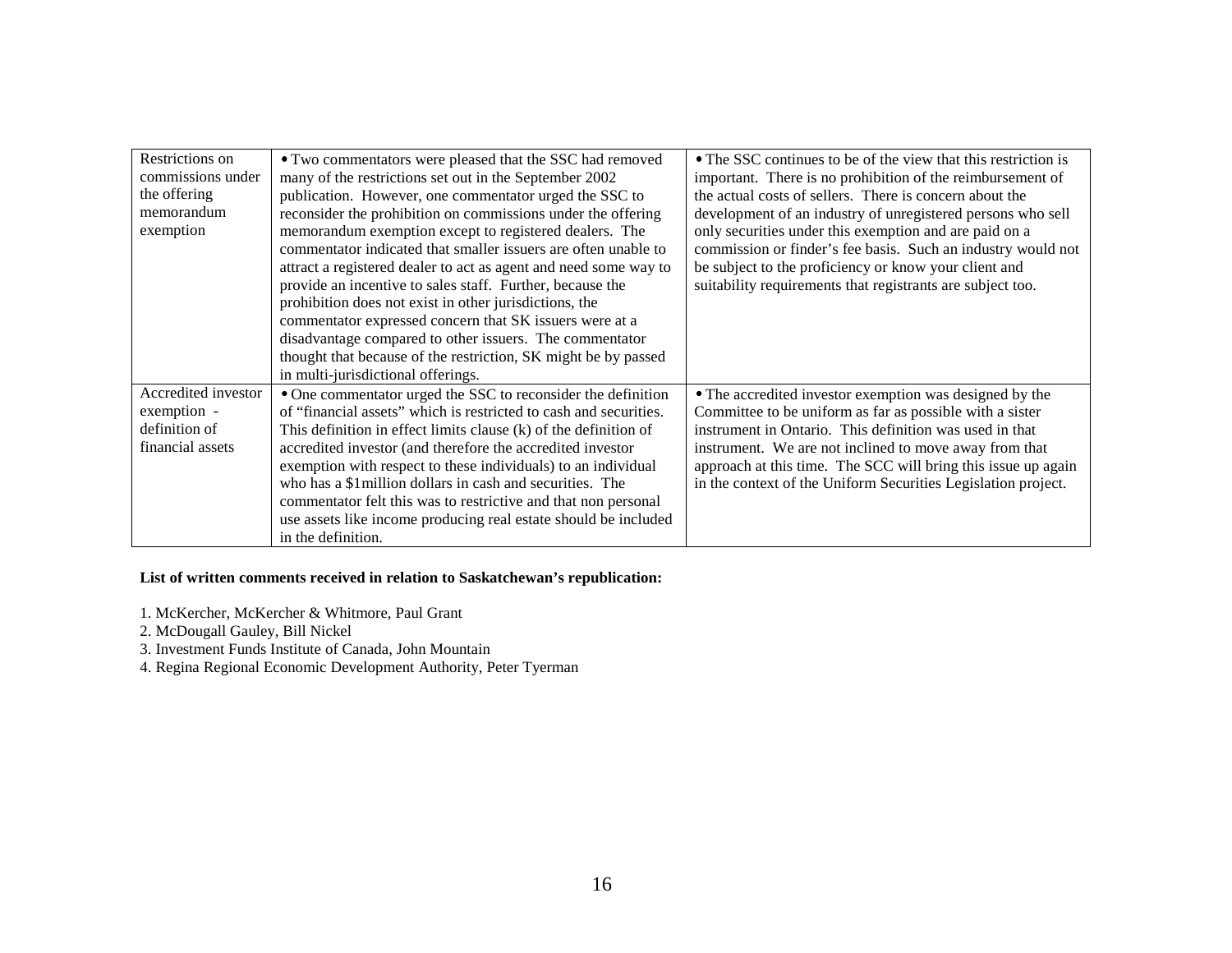| | | |
|---|---|---|
| Restrictions on commissions under the offering memorandum exemption | • Two commentators were pleased that the SSC had removed many of the restrictions set out in the September 2002 publication. However, one commentator urged the SSC to reconsider the prohibition on commissions under the offering memorandum exemption except to registered dealers. The commentator indicated that smaller issuers are often unable to attract a registered dealer to act as agent and need some way to provide an incentive to sales staff. Further, because the prohibition does not exist in other jurisdictions, the commentator expressed concern that SK issuers were at a disadvantage compared to other issuers. The commentator thought that because of the restriction, SK might be by passed in multi-jurisdictional offerings. | • The SSC continues to be of the view that this restriction is important. There is no prohibition of the reimbursement of the actual costs of sellers. There is concern about the development of an industry of unregistered persons who sell only securities under this exemption and are paid on a commission or finder's fee basis. Such an industry would not be subject to the proficiency or know your client and suitability requirements that registrants are subject too. |
| Accredited investor exemption - definition of financial assets | • One commentator urged the SSC to reconsider the definition of "financial assets" which is restricted to cash and securities. This definition in effect limits clause (k) of the definition of accredited investor (and therefore the accredited investor exemption with respect to these individuals) to an individual who has a $1million dollars in cash and securities. The commentator felt this was to restrictive and that non personal use assets like income producing real estate should be included in the definition. | • The accredited investor exemption was designed by the Committee to be uniform as far as possible with a sister instrument in Ontario. This definition was used in that instrument. We are not inclined to move away from that approach at this time. The SCC will bring this issue up again in the context of the Uniform Securities Legislation project. |

**List of written comments received in relation to Saskatchewan's republication:**

1. McKercher, McKercher & Whitmore, Paul Grant
2. McDougall Gauley, Bill Nickel
3. Investment Funds Institute of Canada, John Mountain
4. Regina Regional Economic Development Authority, Peter Tyerman